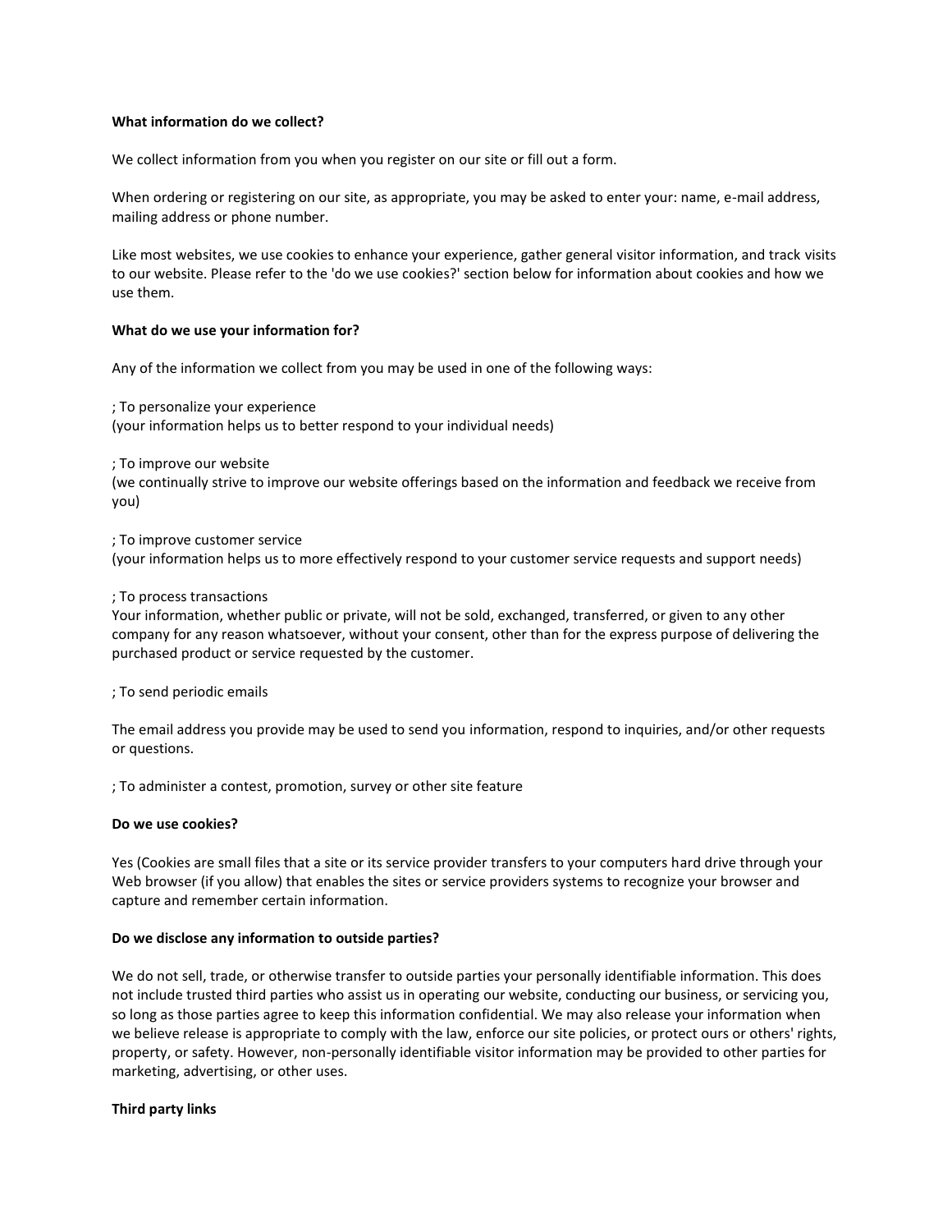**What information do we collect?**

We collect information from you when you register on our site or fill out a form.

When ordering or registering on our site, as appropriate, you may be asked to enter your: name, e-mail address, mailing address or phone number.

Like most websites, we use cookies to enhance your experience, gather general visitor information, and track visits to our website. Please refer to the 'do we use cookies?' section below for information about cookies and how we use them.

**What do we use your information for?**

Any of the information we collect from you may be used in one of the following ways:

; To personalize your experience
(your information helps us to better respond to your individual needs)

; To improve our website
(we continually strive to improve our website offerings based on the information and feedback we receive from you)

; To improve customer service
(your information helps us to more effectively respond to your customer service requests and support needs)

; To process transactions
Your information, whether public or private, will not be sold, exchanged, transferred, or given to any other company for any reason whatsoever, without your consent, other than for the express purpose of delivering the purchased product or service requested by the customer.

; To send periodic emails

The email address you provide may be used to send you information, respond to inquiries, and/or other requests or questions.

; To administer a contest, promotion, survey or other site feature

**Do we use cookies?**

Yes (Cookies are small files that a site or its service provider transfers to your computers hard drive through your Web browser (if you allow) that enables the sites or service providers systems to recognize your browser and capture and remember certain information.

**Do we disclose any information to outside parties?**

We do not sell, trade, or otherwise transfer to outside parties your personally identifiable information. This does not include trusted third parties who assist us in operating our website, conducting our business, or servicing you, so long as those parties agree to keep this information confidential. We may also release your information when we believe release is appropriate to comply with the law, enforce our site policies, or protect ours or others' rights, property, or safety. However, non-personally identifiable visitor information may be provided to other parties for marketing, advertising, or other uses.

**Third party links**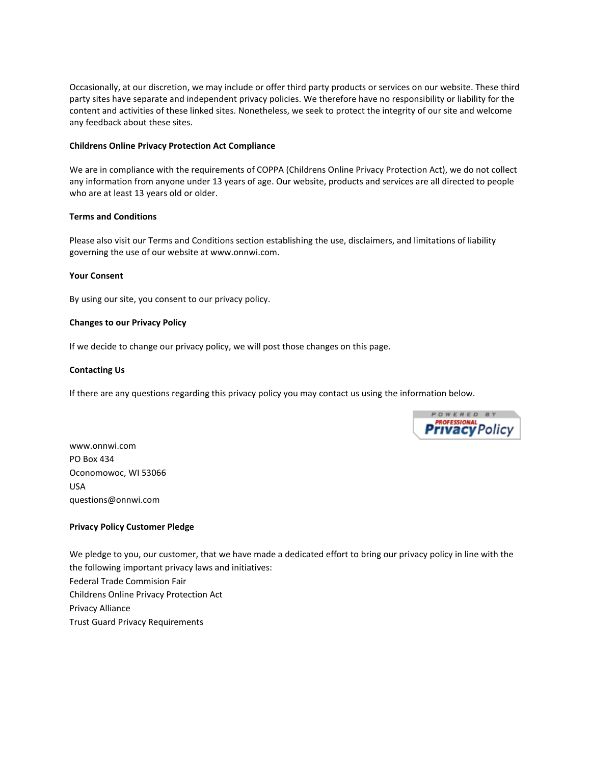Occasionally, at our discretion, we may include or offer third party products or services on our website. These third party sites have separate and independent privacy policies. We therefore have no responsibility or liability for the content and activities of these linked sites. Nonetheless, we seek to protect the integrity of our site and welcome any feedback about these sites.

**Childrens Online Privacy Protection Act Compliance**

We are in compliance with the requirements of COPPA (Childrens Online Privacy Protection Act), we do not collect any information from anyone under 13 years of age. Our website, products and services are all directed to people who are at least 13 years old or older.

**Terms and Conditions**

Please also visit our Terms and Conditions section establishing the use, disclaimers, and limitations of liability governing the use of our website at www.onnwi.com.

**Your Consent**

By using our site, you consent to our privacy policy.

**Changes to our Privacy Policy**

If we decide to change our privacy policy, we will post those changes on this page.

**Contacting Us**

If there are any questions regarding this privacy policy you may contact us using the information below.

POWERED BY PROFESSIONAL PrivacyPolicy

www.onnwi.com
PO Box 434
Oconomowoc, WI 53066
USA
questions@onnwi.com

**Privacy Policy Customer Pledge**

We pledge to you, our customer, that we have made a dedicated effort to bring our privacy policy in line with the the following important privacy laws and initiatives:
Federal Trade Commision Fair
Childrens Online Privacy Protection Act
Privacy Alliance
Trust Guard Privacy Requirements